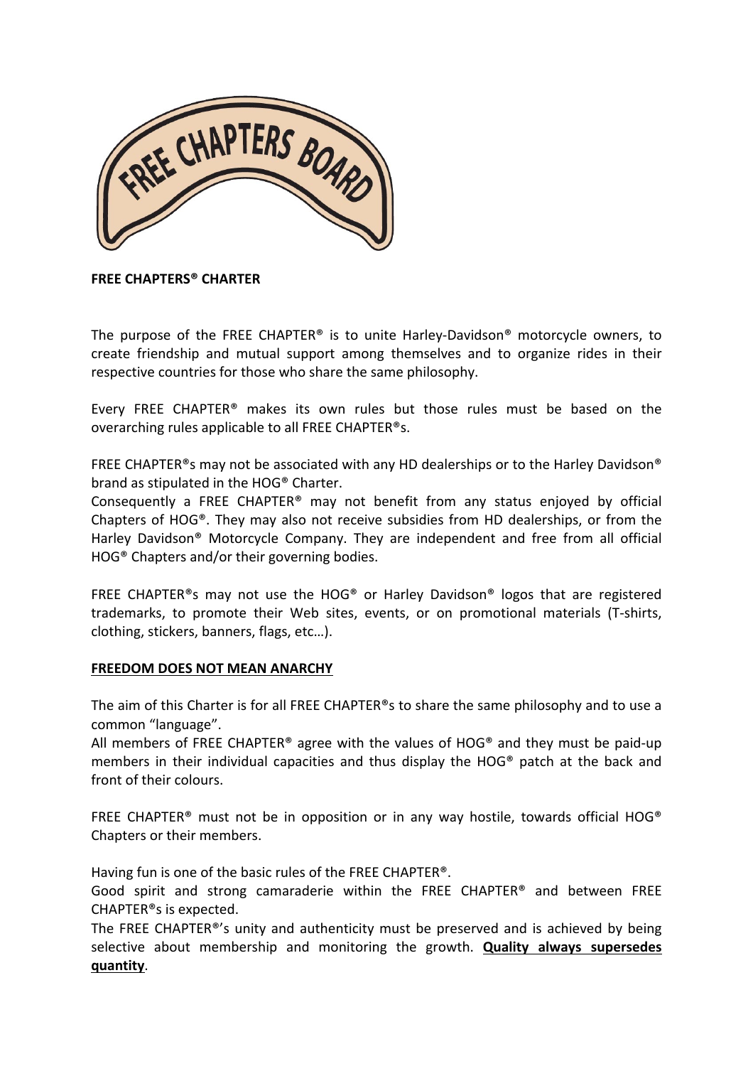**FREE CHAPTERS® CHARTER**

The purpose of the FREE CHAPTER® is to unite Harley-Davidson® motorcycle owners, to create friendship and mutual support among themselves and to organize rides in their respective countries for those who share the same philosophy.

Every FREE CHAPTER® makes its own rules but those rules must be based on the overarching rules applicable to all FREE CHAPTER®s.

FREE CHAPTER®s may not be associated with any HD dealerships or to the Harley Davidson® brand as stipulated in the HOG® Charter.
Consequently a FREE CHAPTER® may not benefit from any status enjoyed by official Chapters of HOG®. They may also not receive subsidies from HD dealerships, or from the Harley Davidson® Motorcycle Company. They are independent and free from all official HOG® Chapters and/or their governing bodies.

FREE CHAPTER®s may not use the HOG® or Harley Davidson® logos that are registered trademarks, to promote their Web sites, events, or on promotional materials (T-shirts, clothing, stickers, banners, flags, etc…).

**FREEDOM DOES NOT MEAN ANARCHY**

The aim of this Charter is for all FREE CHAPTER®s to share the same philosophy and to use a common "language".
All members of FREE CHAPTER® agree with the values of HOG® and they must be paid-up members in their individual capacities and thus display the HOG® patch at the back and front of their colours.

FREE CHAPTER® must not be in opposition or in any way hostile, towards official HOG® Chapters or their members.

Having fun is one of the basic rules of the FREE CHAPTER®.
Good spirit and strong camaraderie within the FREE CHAPTER® and between FREE CHAPTER®s is expected.
The FREE CHAPTER®'s unity and authenticity must be preserved and is achieved by being selective about membership and monitoring the growth. **Quality always supersedes quantity**.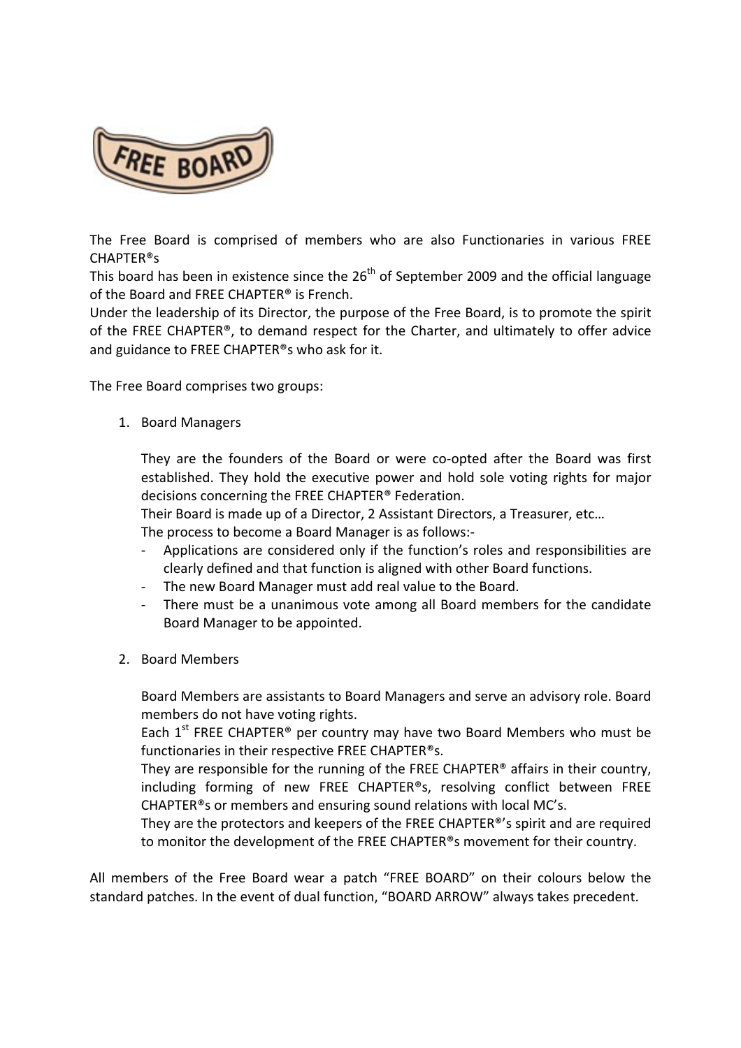The Free Board is comprised of members who are also Functionaries in various FREE CHAPTER®s

This board has been in existence since the 26th of September 2009 and the official language of the Board and FREE CHAPTER® is French.

Under the leadership of its Director, the purpose of the Free Board, is to promote the spirit of the FREE CHAPTER®, to demand respect for the Charter, and ultimately to offer advice and guidance to FREE CHAPTER®s who ask for it.

The Free Board comprises two groups:

1. Board Managers

   They are the founders of the Board or were co-opted after the Board was first established. They hold the executive power and hold sole voting rights for major decisions concerning the FREE CHAPTER® Federation.

   Their Board is made up of a Director, 2 Assistant Directors, a Treasurer, etc…

   The process to become a Board Manager is as follows:-

   - Applications are considered only if the function's roles and responsibilities are clearly defined and that function is aligned with other Board functions.
   - The new Board Manager must add real value to the Board.
   - There must be a unanimous vote among all Board members for the candidate Board Manager to be appointed.

2. Board Members

   Board Members are assistants to Board Managers and serve an advisory role. Board members do not have voting rights.

   Each 1st FREE CHAPTER® per country may have two Board Members who must be functionaries in their respective FREE CHAPTER®s.

   They are responsible for the running of the FREE CHAPTER® affairs in their country, including forming of new FREE CHAPTER®s, resolving conflict between FREE CHAPTER®s or members and ensuring sound relations with local MC's.

   They are the protectors and keepers of the FREE CHAPTER®'s spirit and are required to monitor the development of the FREE CHAPTER®s movement for their country.

All members of the Free Board wear a patch "FREE BOARD" on their colours below the standard patches. In the event of dual function, "BOARD ARROW" always takes precedent.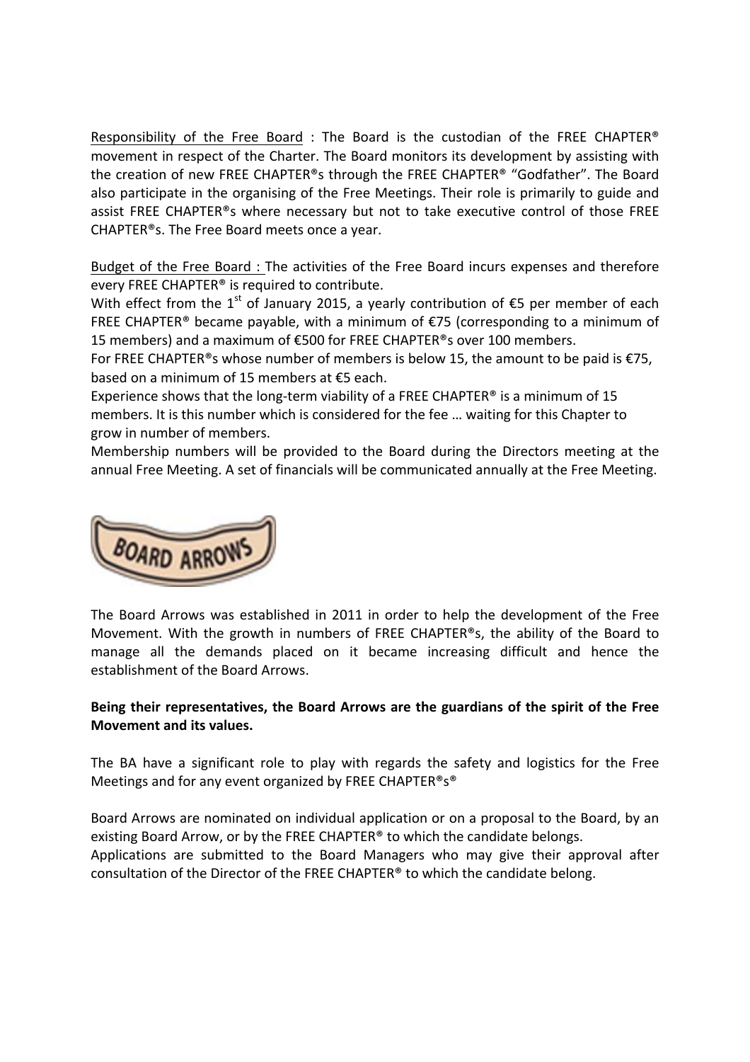Responsibility of the Free Board : The Board is the custodian of the FREE CHAPTER® movement in respect of the Charter. The Board monitors its development by assisting with the creation of new FREE CHAPTER®s through the FREE CHAPTER® "Godfather". The Board also participate in the organising of the Free Meetings. Their role is primarily to guide and assist FREE CHAPTER®s where necessary but not to take executive control of those FREE CHAPTER®s. The Free Board meets once a year.

Budget of the Free Board : The activities of the Free Board incurs expenses and therefore every FREE CHAPTER® is required to contribute.
With effect from the 1st of January 2015, a yearly contribution of €5 per member of each FREE CHAPTER® became payable, with a minimum of €75 (corresponding to a minimum of 15 members) and a maximum of €500 for FREE CHAPTER®s over 100 members.
For FREE CHAPTER®s whose number of members is below 15, the amount to be paid is €75, based on a minimum of 15 members at €5 each.
Experience shows that the long-term viability of a FREE CHAPTER® is a minimum of 15 members. It is this number which is considered for the fee … waiting for this Chapter to grow in number of members.
Membership numbers will be provided to the Board during the Directors meeting at the annual Free Meeting. A set of financials will be communicated annually at the Free Meeting.

BOARD ARROWS

The Board Arrows was established in 2011 in order to help the development of the Free Movement. With the growth in numbers of FREE CHAPTER®s, the ability of the Board to manage all the demands placed on it became increasing difficult and hence the establishment of the Board Arrows.

**Being their representatives, the Board Arrows are the guardians of the spirit of the Free Movement and its values.**

The BA have a significant role to play with regards the safety and logistics for the Free Meetings and for any event organized by FREE CHAPTER®s®

Board Arrows are nominated on individual application or on a proposal to the Board, by an existing Board Arrow, or by the FREE CHAPTER® to which the candidate belongs.
Applications are submitted to the Board Managers who may give their approval after consultation of the Director of the FREE CHAPTER® to which the candidate belong.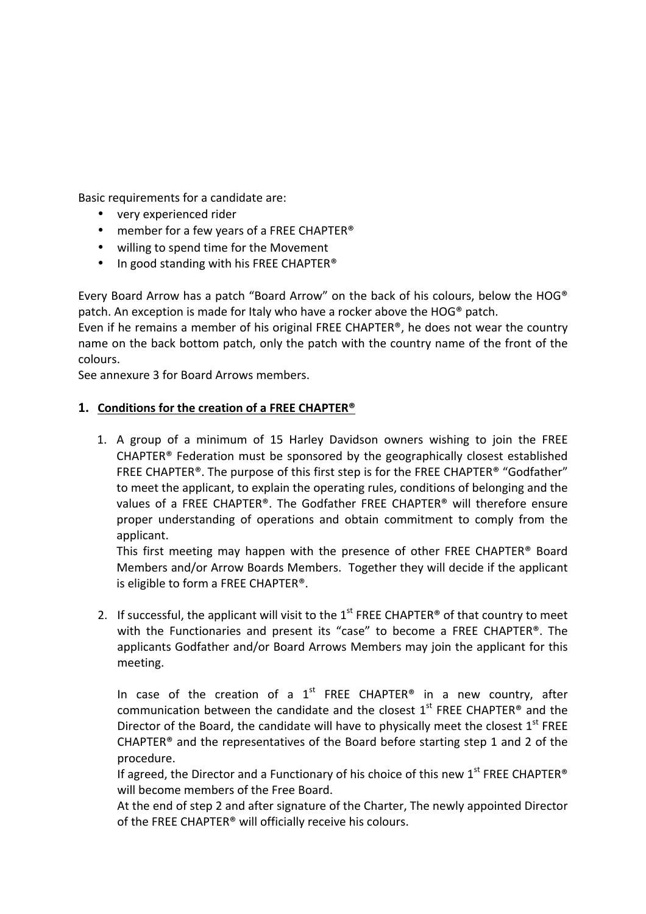Basic requirements for a candidate are:

- very experienced rider
- member for a few years of a FREE CHAPTER®
- willing to spend time for the Movement
- In good standing with his FREE CHAPTER®

Every Board Arrow has a patch "Board Arrow" on the back of his colours, below the HOG® patch. An exception is made for Italy who have a rocker above the HOG® patch.
Even if he remains a member of his original FREE CHAPTER®, he does not wear the country name on the back bottom patch, only the patch with the country name of the front of the colours.
See annexure 3 for Board Arrows members.

## 1. Conditions for the creation of a FREE CHAPTER®

1. A group of a minimum of 15 Harley Davidson owners wishing to join the FREE CHAPTER® Federation must be sponsored by the geographically closest established FREE CHAPTER®. The purpose of this first step is for the FREE CHAPTER® "Godfather" to meet the applicant, to explain the operating rules, conditions of belonging and the values of a FREE CHAPTER®. The Godfather FREE CHAPTER® will therefore ensure proper understanding of operations and obtain commitment to comply from the applicant.
   This first meeting may happen with the presence of other FREE CHAPTER® Board Members and/or Arrow Boards Members. Together they will decide if the applicant is eligible to form a FREE CHAPTER®.

2. If successful, the applicant will visit to the 1st FREE CHAPTER® of that country to meet with the Functionaries and present its "case" to become a FREE CHAPTER®. The applicants Godfather and/or Board Arrows Members may join the applicant for this meeting.

   In case of the creation of a 1st FREE CHAPTER® in a new country, after communication between the candidate and the closest 1st FREE CHAPTER® and the Director of the Board, the candidate will have to physically meet the closest 1st FREE CHAPTER® and the representatives of the Board before starting step 1 and 2 of the procedure.
   If agreed, the Director and a Functionary of his choice of this new 1st FREE CHAPTER® will become members of the Free Board.
   At the end of step 2 and after signature of the Charter, The newly appointed Director of the FREE CHAPTER® will officially receive his colours.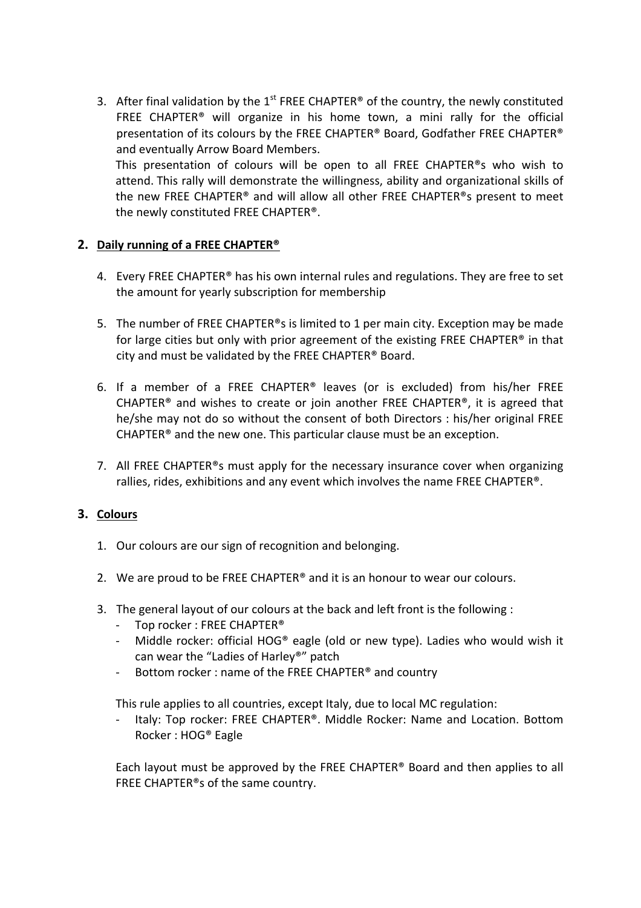3. After final validation by the 1st FREE CHAPTER® of the country, the newly constituted FREE CHAPTER® will organize in his home town, a mini rally for the official presentation of its colours by the FREE CHAPTER® Board, Godfather FREE CHAPTER® and eventually Arrow Board Members.
   This presentation of colours will be open to all FREE CHAPTER®s who wish to attend. This rally will demonstrate the willingness, ability and organizational skills of the new FREE CHAPTER® and will allow all other FREE CHAPTER®s present to meet the newly constituted FREE CHAPTER®.

## 2. Daily running of a FREE CHAPTER®

4. Every FREE CHAPTER® has his own internal rules and regulations. They are free to set the amount for yearly subscription for membership

5. The number of FREE CHAPTER®s is limited to 1 per main city. Exception may be made for large cities but only with prior agreement of the existing FREE CHAPTER® in that city and must be validated by the FREE CHAPTER® Board.

6. If a member of a FREE CHAPTER® leaves (or is excluded) from his/her FREE CHAPTER® and wishes to create or join another FREE CHAPTER®, it is agreed that he/she may not do so without the consent of both Directors : his/her original FREE CHAPTER® and the new one. This particular clause must be an exception.

7. All FREE CHAPTER®s must apply for the necessary insurance cover when organizing rallies, rides, exhibitions and any event which involves the name FREE CHAPTER®.

## 3. Colours

1. Our colours are our sign of recognition and belonging.

2. We are proud to be FREE CHAPTER® and it is an honour to wear our colours.

3. The general layout of our colours at the back and left front is the following :
   - Top rocker : FREE CHAPTER®
   - Middle rocker: official HOG® eagle (old or new type). Ladies who would wish it can wear the "Ladies of Harley®" patch
   - Bottom rocker : name of the FREE CHAPTER® and country

   This rule applies to all countries, except Italy, due to local MC regulation:
   - Italy: Top rocker: FREE CHAPTER®. Middle Rocker: Name and Location. Bottom Rocker : HOG® Eagle

   Each layout must be approved by the FREE CHAPTER® Board and then applies to all FREE CHAPTER®s of the same country.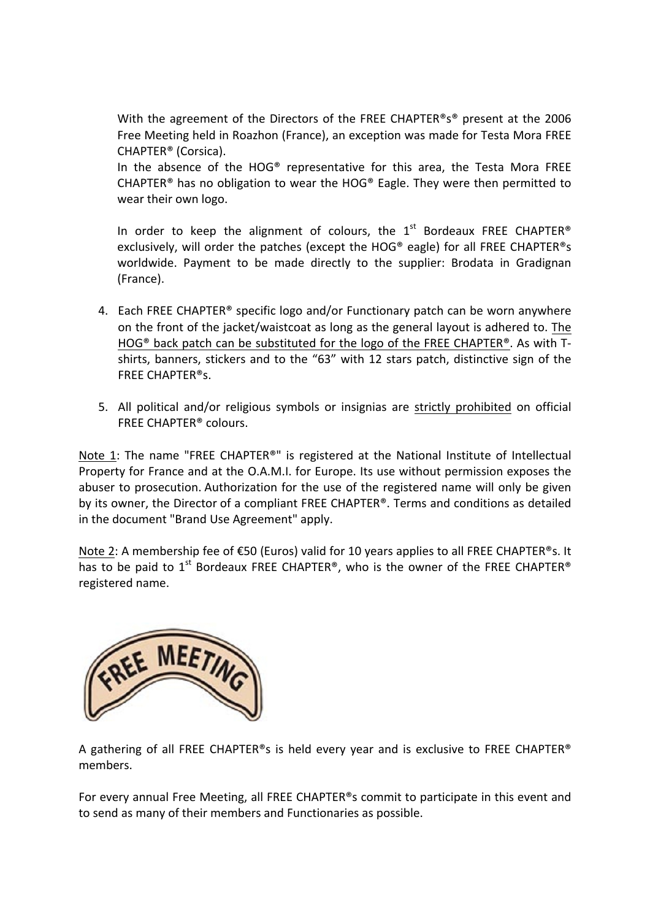With the agreement of the Directors of the FREE CHAPTER®s® present at the 2006 Free Meeting held in Roazhon (France), an exception was made for Testa Mora FREE CHAPTER® (Corsica).
In the absence of the HOG® representative for this area, the Testa Mora FREE CHAPTER® has no obligation to wear the HOG® Eagle. They were then permitted to wear their own logo.

In order to keep the alignment of colours, the 1st Bordeaux FREE CHAPTER® exclusively, will order the patches (except the HOG® eagle) for all FREE CHAPTER®s worldwide. Payment to be made directly to the supplier: Brodata in Gradignan (France).

4. Each FREE CHAPTER® specific logo and/or Functionary patch can be worn anywhere on the front of the jacket/waistcoat as long as the general layout is adhered to. The HOG® back patch can be substituted for the logo of the FREE CHAPTER®. As with T-shirts, banners, stickers and to the "63" with 12 stars patch, distinctive sign of the FREE CHAPTER®s.

5. All political and/or religious symbols or insignias are strictly prohibited on official FREE CHAPTER® colours.

Note 1: The name "FREE CHAPTER®" is registered at the National Institute of Intellectual Property for France and at the O.A.M.I. for Europe. Its use without permission exposes the abuser to prosecution. Authorization for the use of the registered name will only be given by its owner, the Director of a compliant FREE CHAPTER®. Terms and conditions as detailed in the document "Brand Use Agreement" apply.

Note 2: A membership fee of €50 (Euros) valid for 10 years applies to all FREE CHAPTER®s. It has to be paid to 1st Bordeaux FREE CHAPTER®, who is the owner of the FREE CHAPTER® registered name.

FREE MEETING

A gathering of all FREE CHAPTER®s is held every year and is exclusive to FREE CHAPTER® members.

For every annual Free Meeting, all FREE CHAPTER®s commit to participate in this event and to send as many of their members and Functionaries as possible.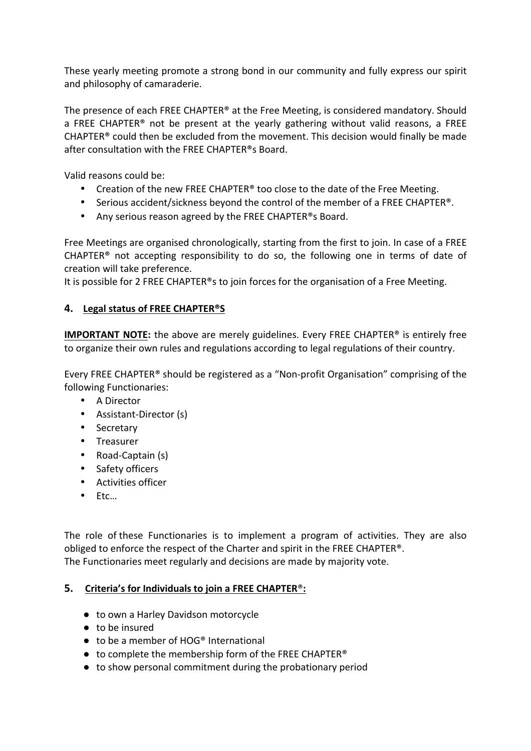These yearly meeting promote a strong bond in our community and fully express our spirit and philosophy of camaraderie.

The presence of each FREE CHAPTER® at the Free Meeting, is considered mandatory. Should a FREE CHAPTER® not be present at the yearly gathering without valid reasons, a FREE CHAPTER® could then be excluded from the movement. This decision would finally be made after consultation with the FREE CHAPTER®s Board.

Valid reasons could be:

- Creation of the new FREE CHAPTER® too close to the date of the Free Meeting.
- Serious accident/sickness beyond the control of the member of a FREE CHAPTER®.
- Any serious reason agreed by the FREE CHAPTER®s Board.

Free Meetings are organised chronologically, starting from the first to join. In case of a FREE CHAPTER® not accepting responsibility to do so, the following one in terms of date of creation will take preference.
It is possible for 2 FREE CHAPTER®s to join forces for the organisation of a Free Meeting.

## 4. Legal status of FREE CHAPTER®S

**IMPORTANT NOTE:** the above are merely guidelines. Every FREE CHAPTER® is entirely free to organize their own rules and regulations according to legal regulations of their country.

Every FREE CHAPTER® should be registered as a "Non-profit Organisation" comprising of the following Functionaries:

- A Director
- Assistant-Director (s)
- Secretary
- Treasurer
- Road-Captain (s)
- Safety officers
- Activities officer
- Etc…

The role of these Functionaries is to implement a program of activities. They are also obliged to enforce the respect of the Charter and spirit in the FREE CHAPTER®.
The Functionaries meet regularly and decisions are made by majority vote.

## 5. Criteria's for Individuals to join a FREE CHAPTER®:

- to own a Harley Davidson motorcycle
- to be insured
- to be a member of HOG® International
- to complete the membership form of the FREE CHAPTER®
- to show personal commitment during the probationary period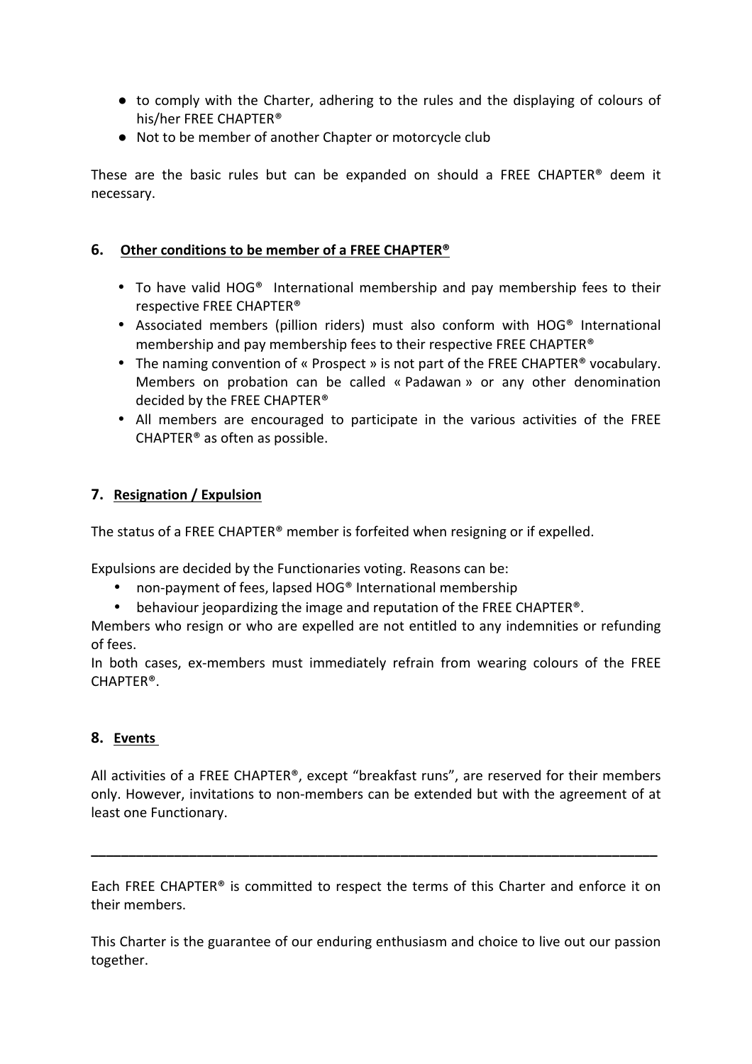- to comply with the Charter, adhering to the rules and the displaying of colours of his/her FREE CHAPTER®
- Not to be member of another Chapter or motorcycle club

These are the basic rules but can be expanded on should a FREE CHAPTER® deem it necessary.

## 6. Other conditions to be member of a FREE CHAPTER®

- To have valid HOG® International membership and pay membership fees to their respective FREE CHAPTER®
- Associated members (pillion riders) must also conform with HOG® International membership and pay membership fees to their respective FREE CHAPTER®
- The naming convention of « Prospect » is not part of the FREE CHAPTER® vocabulary. Members on probation can be called « Padawan » or any other denomination decided by the FREE CHAPTER®
- All members are encouraged to participate in the various activities of the FREE CHAPTER® as often as possible.

## 7. Resignation / Expulsion

The status of a FREE CHAPTER® member is forfeited when resigning or if expelled.

Expulsions are decided by the Functionaries voting. Reasons can be:

- non-payment of fees, lapsed HOG® International membership
- behaviour jeopardizing the image and reputation of the FREE CHAPTER®.

Members who resign or who are expelled are not entitled to any indemnities or refunding of fees.

In both cases, ex-members must immediately refrain from wearing colours of the FREE CHAPTER®.

## 8. Events

All activities of a FREE CHAPTER®, except "breakfast runs", are reserved for their members only. However, invitations to non-members can be extended but with the agreement of at least one Functionary.

---

Each FREE CHAPTER® is committed to respect the terms of this Charter and enforce it on their members.

This Charter is the guarantee of our enduring enthusiasm and choice to live out our passion together.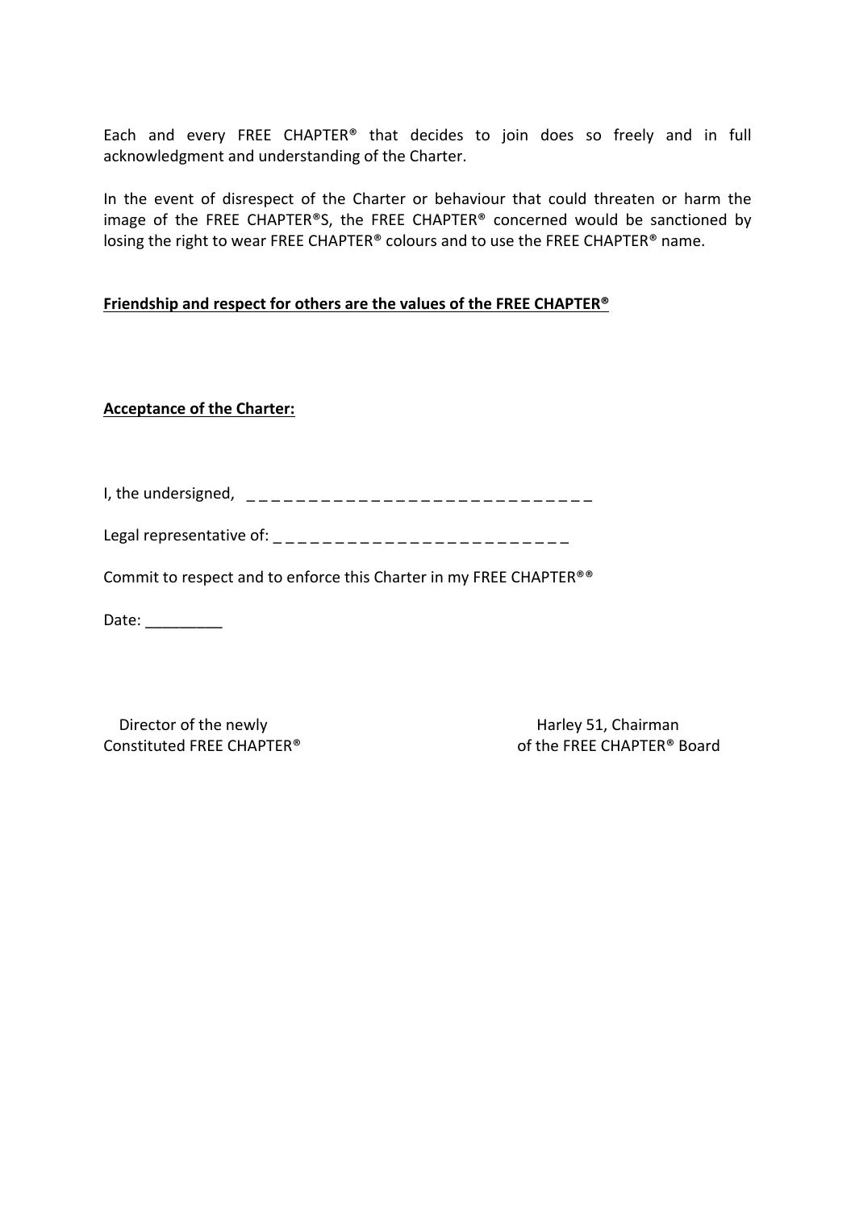Each and every FREE CHAPTER® that decides to join does so freely and in full acknowledgment and understanding of the Charter.

In the event of disrespect of the Charter or behaviour that could threaten or harm the image of the FREE CHAPTER®S, the FREE CHAPTER® concerned would be sanctioned by losing the right to wear FREE CHAPTER® colours and to use the FREE CHAPTER® name.

**Friendship and respect for others are the values of the FREE CHAPTER®**

**Acceptance of the Charter:**

I, the undersigned, _ _ _ _ _ _ _ _ _ _ _ _ _ _ _ _ _ _ _ _ _ _ _ _ _ _ _ _ _

Legal representative of: _ _ _ _ _ _ _ _ _ _ _ _ _ _ _ _ _ _ _ _ _ _ _ _ _

Commit to respect and to enforce this Charter in my FREE CHAPTER®®

Date: _________

Director of the newly
Constituted FREE CHAPTER®

Harley 51, Chairman
of the FREE CHAPTER® Board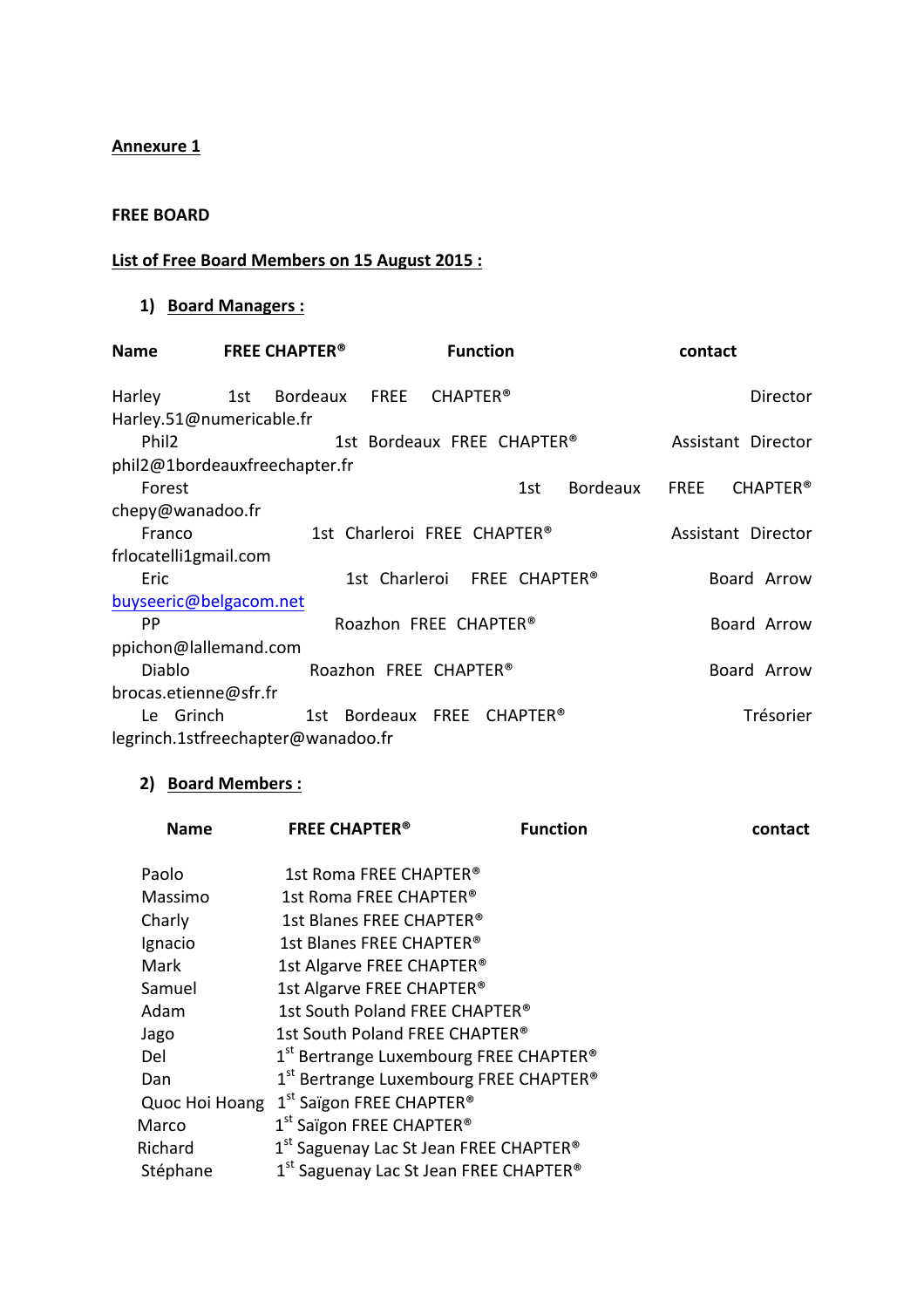**Annexure 1**

**FREE BOARD**

**List of Free Board Members on 15 August 2015 :**

1) **Board Managers :**

| Name | FREE CHAPTER® | Function | contact |
|---|---|---|---|
| Harley | 1st Bordeaux FREE CHAPTER® | Director | Harley.51@numericable.fr |
| Phil2 | 1st Bordeaux FREE CHAPTER® | Assistant Director | phil2@1bordeauxfreechapter.fr |
| Forest | 1st Bordeaux FREE CHAPTER® | | chepy@wanadoo.fr |
| Franco | 1st Charleroi FREE CHAPTER® | Assistant Director | frlocatelli1gmail.com |
| Eric | 1st Charleroi FREE CHAPTER® | Board Arrow | buyseeric@belgacom.net |
| PP | Roazhon FREE CHAPTER® | Board Arrow | ppichon@lallemand.com |
| Diablo | Roazhon FREE CHAPTER® | Board Arrow | brocas.etienne@sfr.fr |
| Le Grinch | 1st Bordeaux FREE CHAPTER® | Trésorier | legrinch.1stfreechapter@wanadoo.fr |

2) **Board Members :**

| Name | FREE CHAPTER® | Function | contact |
|---|---|---|---|
| Paolo | 1st Roma FREE CHAPTER® | | |
| Massimo | 1st Roma FREE CHAPTER® | | |
| Charly | 1st Blanes FREE CHAPTER® | | |
| Ignacio | 1st Blanes FREE CHAPTER® | | |
| Mark | 1st Algarve FREE CHAPTER® | | |
| Samuel | 1st Algarve FREE CHAPTER® | | |
| Adam | 1st South Poland FREE CHAPTER® | | |
| Jago | 1st South Poland FREE CHAPTER® | | |
| Del | 1st Bertrange Luxembourg FREE CHAPTER® | | |
| Dan | 1st Bertrange Luxembourg FREE CHAPTER® | | |
| Quoc Hoi Hoang | 1st Saïgon FREE CHAPTER® | | |
| Marco | 1st Saïgon FREE CHAPTER® | | |
| Richard | 1st Saguenay Lac St Jean FREE CHAPTER® | | |
| Stéphane | 1st Saguenay Lac St Jean FREE CHAPTER® | | |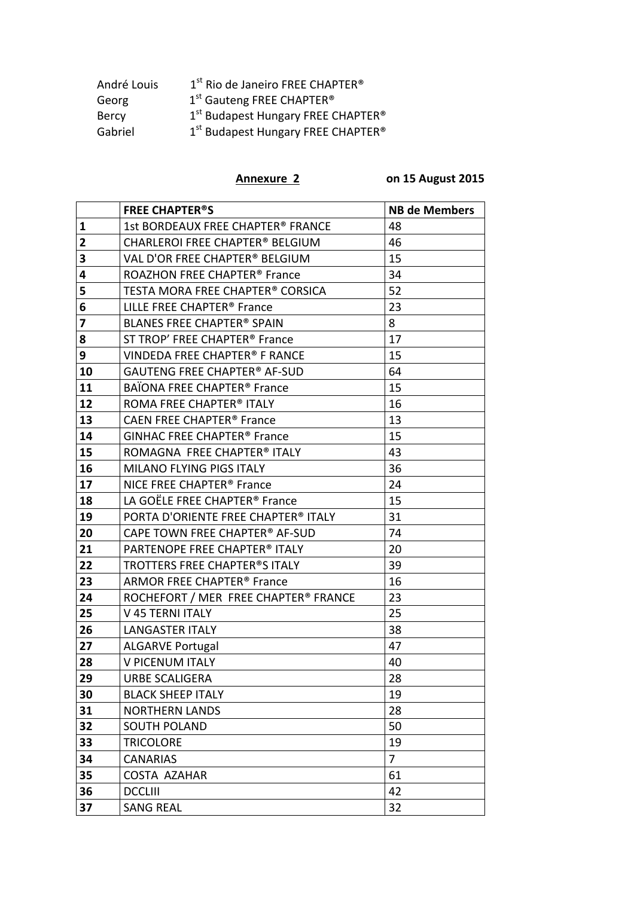| | |
|---|---|
| André Louis | 1st Rio de Janeiro FREE CHAPTER® |
| Georg | 1st Gauteng FREE CHAPTER® |
| Bercy | 1st Budapest Hungary FREE CHAPTER® |
| Gabriel | 1st Budapest Hungary FREE CHAPTER® |

**Annexure 2** **on 15 August 2015**

| | FREE CHAPTER®S | NB de Members |
|---|---|---|
| 1 | 1st BORDEAUX FREE CHAPTER® FRANCE | 48 |
| 2 | CHARLEROI FREE CHAPTER® BELGIUM | 46 |
| 3 | VAL D'OR FREE CHAPTER® BELGIUM | 15 |
| 4 | ROAZHON FREE CHAPTER® France | 34 |
| 5 | TESTA MORA FREE CHAPTER® CORSICA | 52 |
| 6 | LILLE FREE CHAPTER® France | 23 |
| 7 | BLANES FREE CHAPTER® SPAIN | 8 |
| 8 | ST TROP' FREE CHAPTER® France | 17 |
| 9 | VINDEDA FREE CHAPTER® F RANCE | 15 |
| 10 | GAUTENG FREE CHAPTER® AF-SUD | 64 |
| 11 | BAÏONA FREE CHAPTER® France | 15 |
| 12 | ROMA FREE CHAPTER® ITALY | 16 |
| 13 | CAEN FREE CHAPTER® France | 13 |
| 14 | GINHAC FREE CHAPTER® France | 15 |
| 15 | ROMAGNA FREE CHAPTER® ITALY | 43 |
| 16 | MILANO FLYING PIGS ITALY | 36 |
| 17 | NICE FREE CHAPTER® France | 24 |
| 18 | LA GOËLE FREE CHAPTER® France | 15 |
| 19 | PORTA D'ORIENTE FREE CHAPTER® ITALY | 31 |
| 20 | CAPE TOWN FREE CHAPTER® AF-SUD | 74 |
| 21 | PARTENOPE FREE CHAPTER® ITALY | 20 |
| 22 | TROTTERS FREE CHAPTER®S ITALY | 39 |
| 23 | ARMOR FREE CHAPTER® France | 16 |
| 24 | ROCHEFORT / MER FREE CHAPTER® FRANCE | 23 |
| 25 | V 45 TERNI ITALY | 25 |
| 26 | LANGASTER ITALY | 38 |
| 27 | ALGARVE Portugal | 47 |
| 28 | V PICENUM ITALY | 40 |
| 29 | URBE SCALIGERA | 28 |
| 30 | BLACK SHEEP ITALY | 19 |
| 31 | NORTHERN LANDS | 28 |
| 32 | SOUTH POLAND | 50 |
| 33 | TRICOLORE | 19 |
| 34 | CANARIAS | 7 |
| 35 | COSTA AZAHAR | 61 |
| 36 | DCCLIII | 42 |
| 37 | SANG REAL | 32 |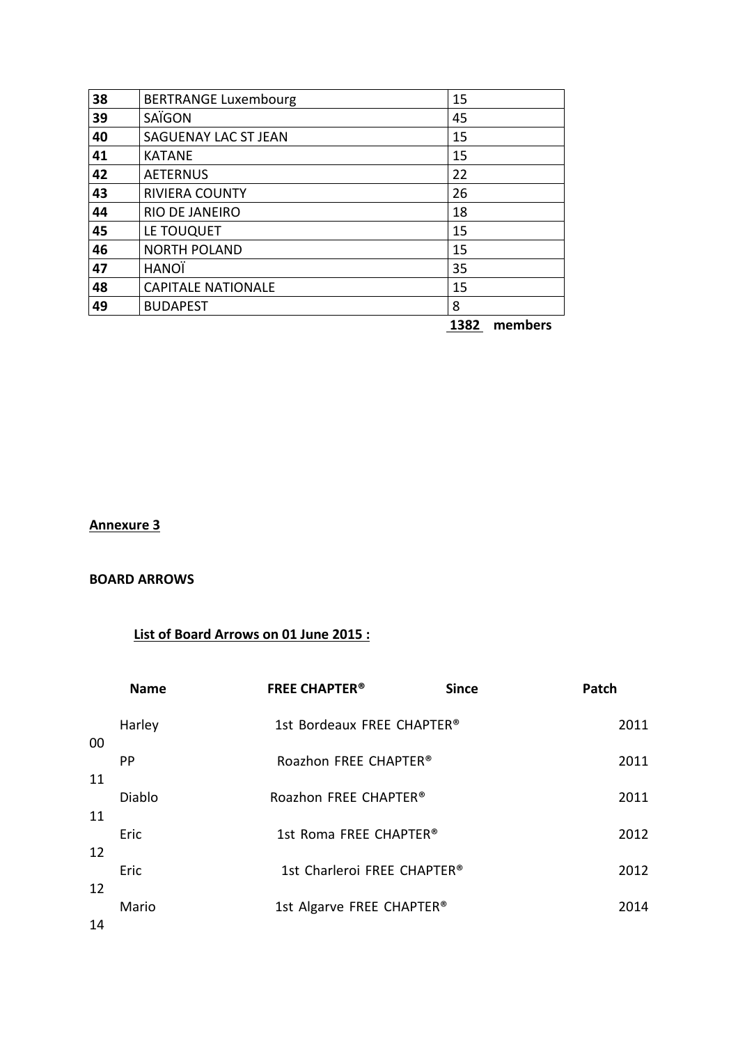| | | |
|---|---|---|
| 38 | BERTRANGE Luxembourg | 15 |
| 39 | SAÏGON | 45 |
| 40 | SAGUENAY LAC ST JEAN | 15 |
| 41 | KATANE | 15 |
| 42 | AETERNUS | 22 |
| 43 | RIVIERA COUNTY | 26 |
| 44 | RIO DE JANEIRO | 18 |
| 45 | LE TOUQUET | 15 |
| 46 | NORTH POLAND | 15 |
| 47 | HANOÏ | 35 |
| 48 | CAPITALE NATIONALE | 15 |
| 49 | BUDAPEST | 8 |
| | | **1382 members** |

**Annexure 3**

**BOARD ARROWS**

**List of Board Arrows on 01 June 2015 :**

| | Name | FREE CHAPTER® | Since | Patch |
|---|---|---|---|---|
| 00 | Harley | 1st Bordeaux FREE CHAPTER® | | 2011 |
| 11 | PP | Roazhon FREE CHAPTER® | | 2011 |
| 11 | Diablo | Roazhon FREE CHAPTER® | | 2011 |
| 12 | Eric | 1st Roma FREE CHAPTER® | | 2012 |
| 12 | Eric | 1st Charleroi FREE CHAPTER® | | 2012 |
| 14 | Mario | 1st Algarve FREE CHAPTER® | | 2014 |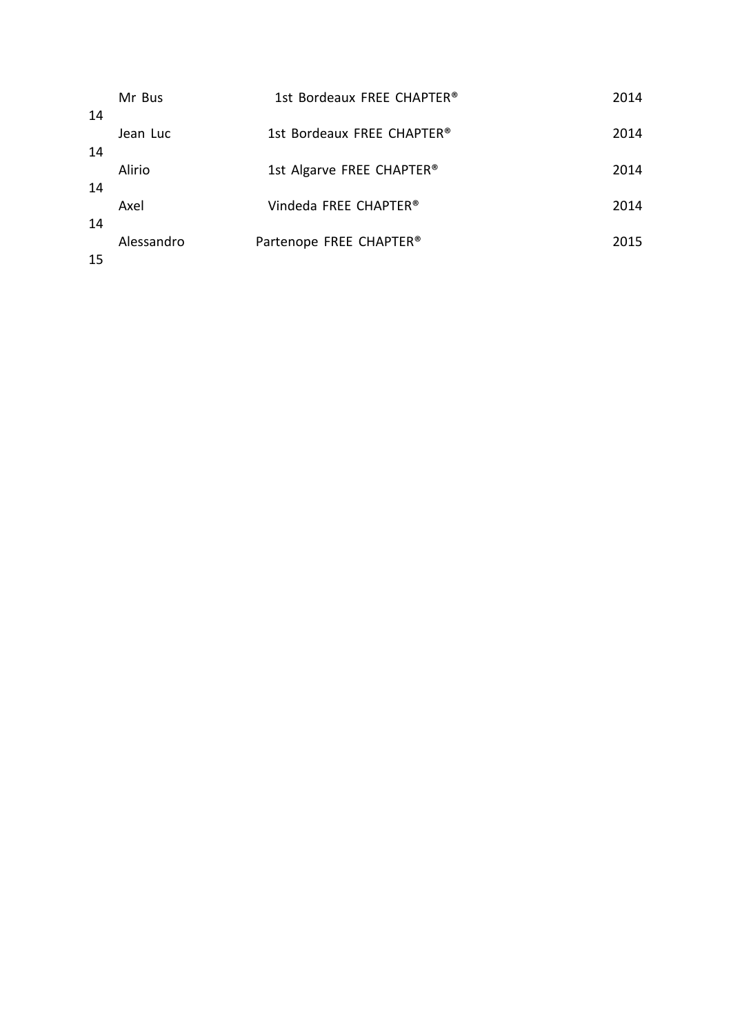| | | | |
|---|---|---|---|
| | Mr Bus | 1st Bordeaux FREE CHAPTER® | 2014 |
| 14 | Jean Luc | 1st Bordeaux FREE CHAPTER® | 2014 |
| 14 | Alirio | 1st Algarve FREE CHAPTER® | 2014 |
| 14 | Axel | Vindeda FREE CHAPTER® | 2014 |
| 14 | Alessandro | Partenope FREE CHAPTER® | 2015 |
| 15 | | | |